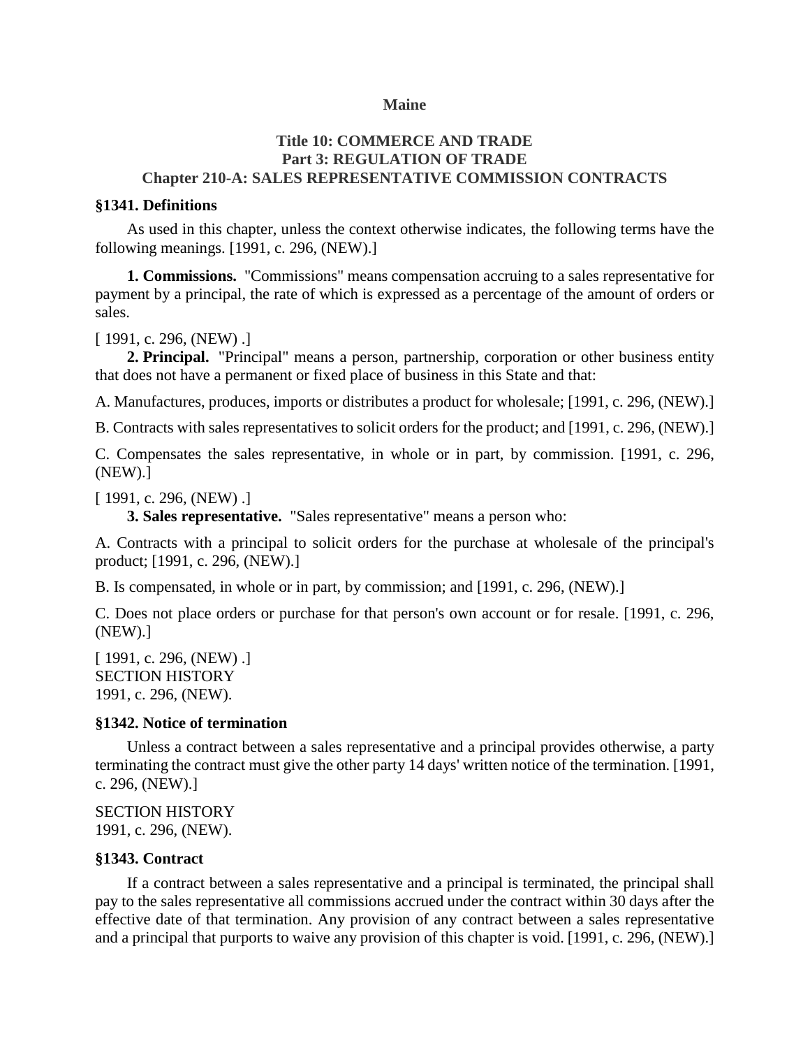**Maine**

# Title 10: COMMERCE AND TRADE
## Part 3: REGULATION OF TRADE
## Chapter 210-A: SALES REPRESENTATIVE COMMISSION CONTRACTS

### §1341. Definitions

As used in this chapter, unless the context otherwise indicates, the following terms have the following meanings. [1991, c. 296, (NEW).]

**1. Commissions.** "Commissions" means compensation accruing to a sales representative for payment by a principal, the rate of which is expressed as a percentage of the amount of orders or sales.

[ 1991, c. 296, (NEW) .]

**2. Principal.** "Principal" means a person, partnership, corporation or other business entity that does not have a permanent or fixed place of business in this State and that:

A. Manufactures, produces, imports or distributes a product for wholesale; [1991, c. 296, (NEW).]

B. Contracts with sales representatives to solicit orders for the product; and [1991, c. 296, (NEW).]

C. Compensates the sales representative, in whole or in part, by commission. [1991, c. 296, (NEW).]

[ 1991, c. 296, (NEW) .]

**3. Sales representative.** "Sales representative" means a person who:

A. Contracts with a principal to solicit orders for the purchase at wholesale of the principal's product; [1991, c. 296, (NEW).]

B. Is compensated, in whole or in part, by commission; and [1991, c. 296, (NEW).]

C. Does not place orders or purchase for that person's own account or for resale. [1991, c. 296, (NEW).]

[ 1991, c. 296, (NEW) .]
SECTION HISTORY
1991, c. 296, (NEW).

### §1342. Notice of termination

Unless a contract between a sales representative and a principal provides otherwise, a party terminating the contract must give the other party 14 days' written notice of the termination. [1991, c. 296, (NEW).]

SECTION HISTORY
1991, c. 296, (NEW).

### §1343. Contract

If a contract between a sales representative and a principal is terminated, the principal shall pay to the sales representative all commissions accrued under the contract within 30 days after the effective date of that termination. Any provision of any contract between a sales representative and a principal that purports to waive any provision of this chapter is void. [1991, c. 296, (NEW).]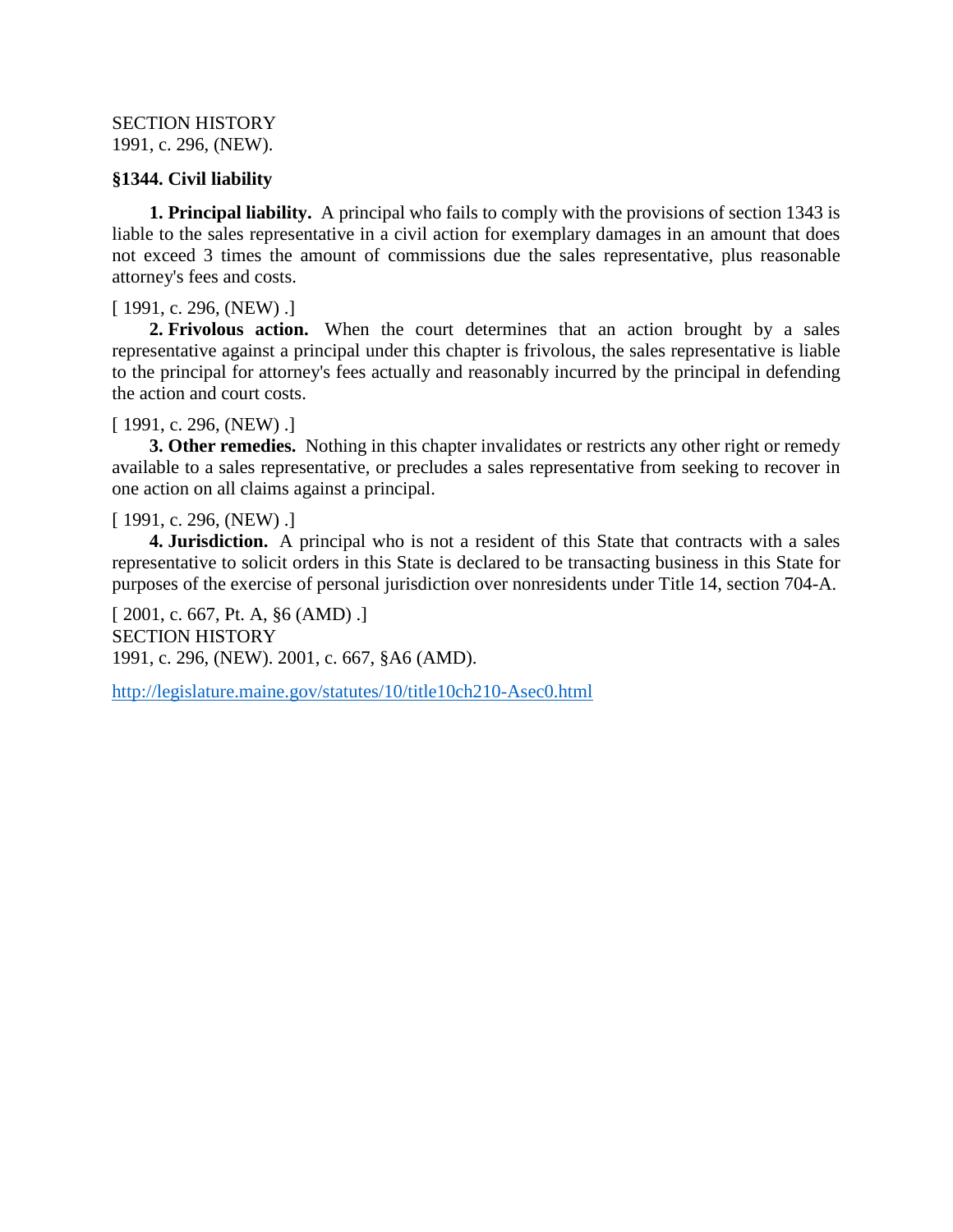SECTION HISTORY
1991, c. 296, (NEW).

**§1344. Civil liability**

**1. Principal liability.** A principal who fails to comply with the provisions of section 1343 is liable to the sales representative in a civil action for exemplary damages in an amount that does not exceed 3 times the amount of commissions due the sales representative, plus reasonable attorney's fees and costs.

[ 1991, c. 296, (NEW) .]

**2. Frivolous action.** When the court determines that an action brought by a sales representative against a principal under this chapter is frivolous, the sales representative is liable to the principal for attorney's fees actually and reasonably incurred by the principal in defending the action and court costs.

[ 1991, c. 296, (NEW) .]

**3. Other remedies.** Nothing in this chapter invalidates or restricts any other right or remedy available to a sales representative, or precludes a sales representative from seeking to recover in one action on all claims against a principal.

[ 1991, c. 296, (NEW) .]

**4. Jurisdiction.** A principal who is not a resident of this State that contracts with a sales representative to solicit orders in this State is declared to be transacting business in this State for purposes of the exercise of personal jurisdiction over nonresidents under Title 14, section 704-A.

[ 2001, c. 667, Pt. A, §6 (AMD) .]
SECTION HISTORY
1991, c. 296, (NEW). 2001, c. 667, §A6 (AMD).

http://legislature.maine.gov/statutes/10/title10ch210-Asec0.html